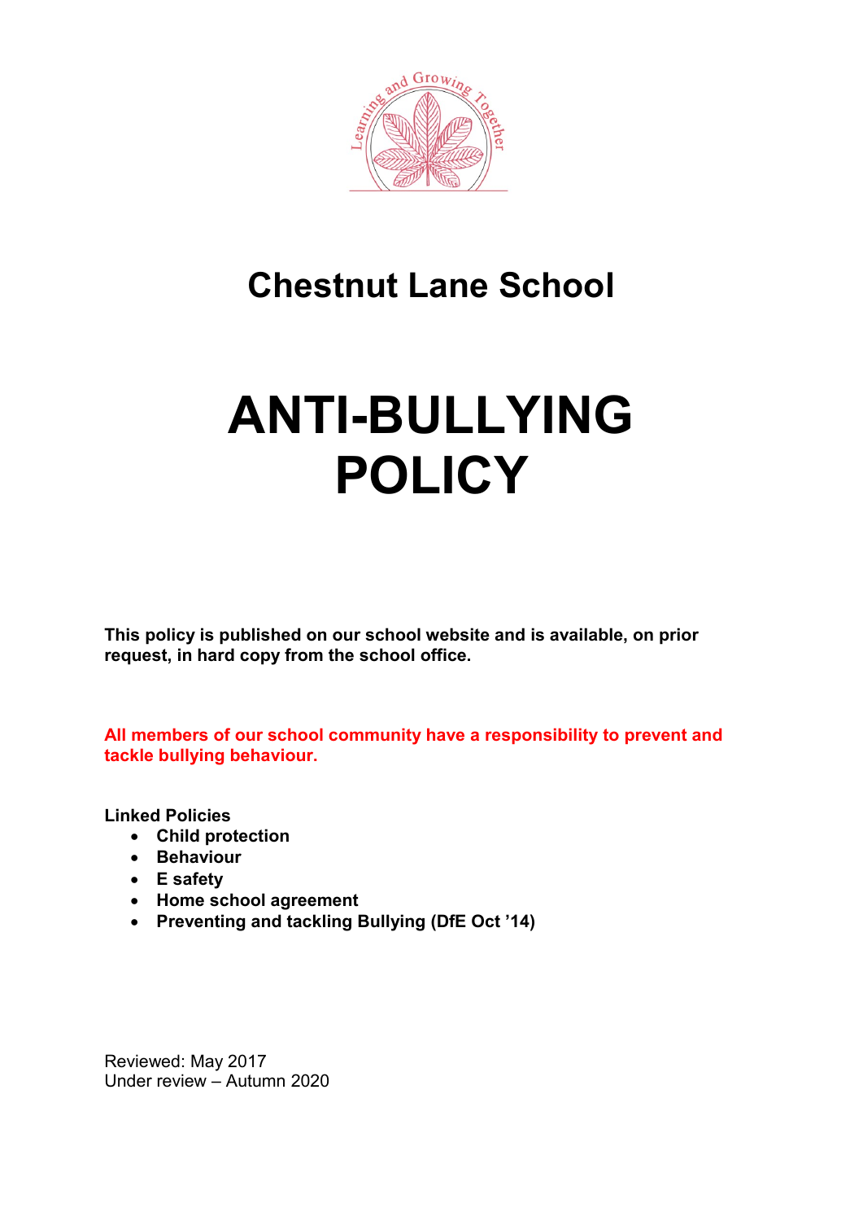# Chestnut Lane School

# ANTI-BULLYING POLICY

**This policy is published on our school website and is available, on prior request, in hard copy from the school office.**

**All members of our school community have a responsibility to prevent and tackle bullying behaviour.**

**Linked Policies**

- **Child protection**
- **Behaviour**
- **E safety**
- **Home school agreement**
- **Preventing and tackling Bullying (DfE Oct '14)**

Reviewed: May 2017
Under review – Autumn 2020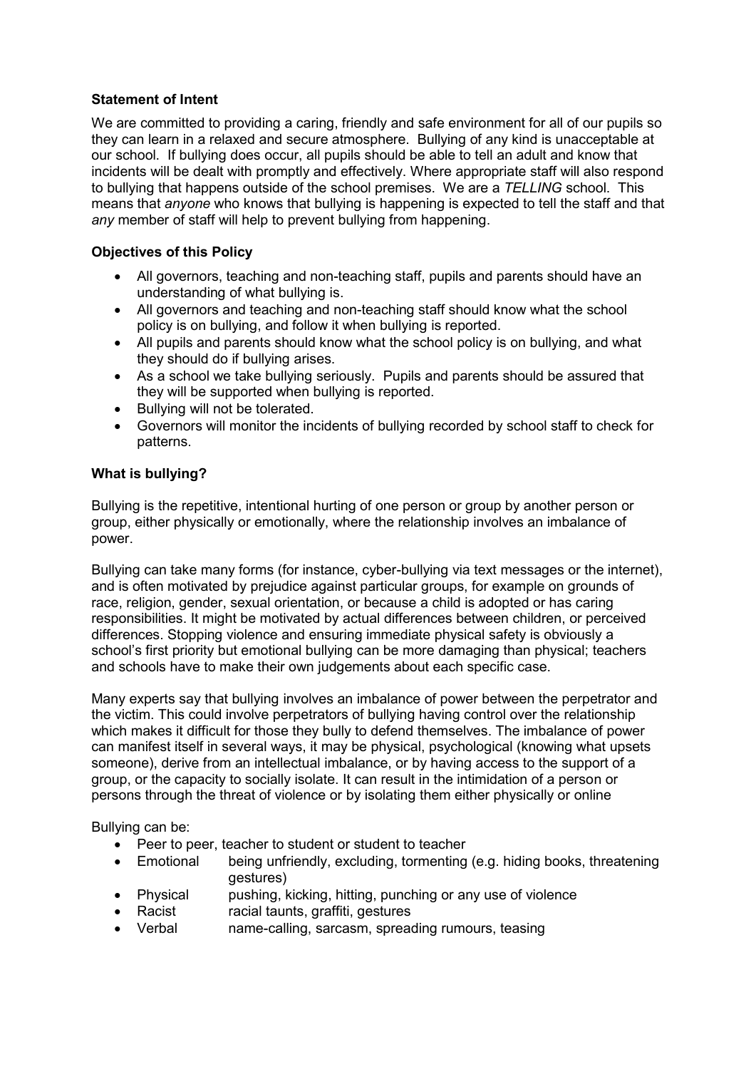### Statement of Intent

We are committed to providing a caring, friendly and safe environment for all of our pupils so they can learn in a relaxed and secure atmosphere. Bullying of any kind is unacceptable at our school. If bullying does occur, all pupils should be able to tell an adult and know that incidents will be dealt with promptly and effectively. Where appropriate staff will also respond to bullying that happens outside of the school premises. We are a *TELLING* school. This means that *anyone* who knows that bullying is happening is expected to tell the staff and that *any* member of staff will help to prevent bullying from happening.

### Objectives of this Policy

- All governors, teaching and non-teaching staff, pupils and parents should have an understanding of what bullying is.
- All governors and teaching and non-teaching staff should know what the school policy is on bullying, and follow it when bullying is reported.
- All pupils and parents should know what the school policy is on bullying, and what they should do if bullying arises.
- As a school we take bullying seriously. Pupils and parents should be assured that they will be supported when bullying is reported.
- Bullying will not be tolerated.
- Governors will monitor the incidents of bullying recorded by school staff to check for patterns.

### What is bullying?

Bullying is the repetitive, intentional hurting of one person or group by another person or group, either physically or emotionally, where the relationship involves an imbalance of power.

Bullying can take many forms (for instance, cyber-bullying via text messages or the internet), and is often motivated by prejudice against particular groups, for example on grounds of race, religion, gender, sexual orientation, or because a child is adopted or has caring responsibilities. It might be motivated by actual differences between children, or perceived differences. Stopping violence and ensuring immediate physical safety is obviously a school's first priority but emotional bullying can be more damaging than physical; teachers and schools have to make their own judgements about each specific case.

Many experts say that bullying involves an imbalance of power between the perpetrator and the victim. This could involve perpetrators of bullying having control over the relationship which makes it difficult for those they bully to defend themselves. The imbalance of power can manifest itself in several ways, it may be physical, psychological (knowing what upsets someone), derive from an intellectual imbalance, or by having access to the support of a group, or the capacity to socially isolate. It can result in the intimidation of a person or persons through the threat of violence or by isolating them either physically or online

Bullying can be:

- Peer to peer, teacher to student or student to teacher
- Emotional — being unfriendly, excluding, tormenting (e.g. hiding books, threatening gestures)
- Physical — pushing, kicking, hitting, punching or any use of violence
- Racist — racial taunts, graffiti, gestures
- Verbal — name-calling, sarcasm, spreading rumours, teasing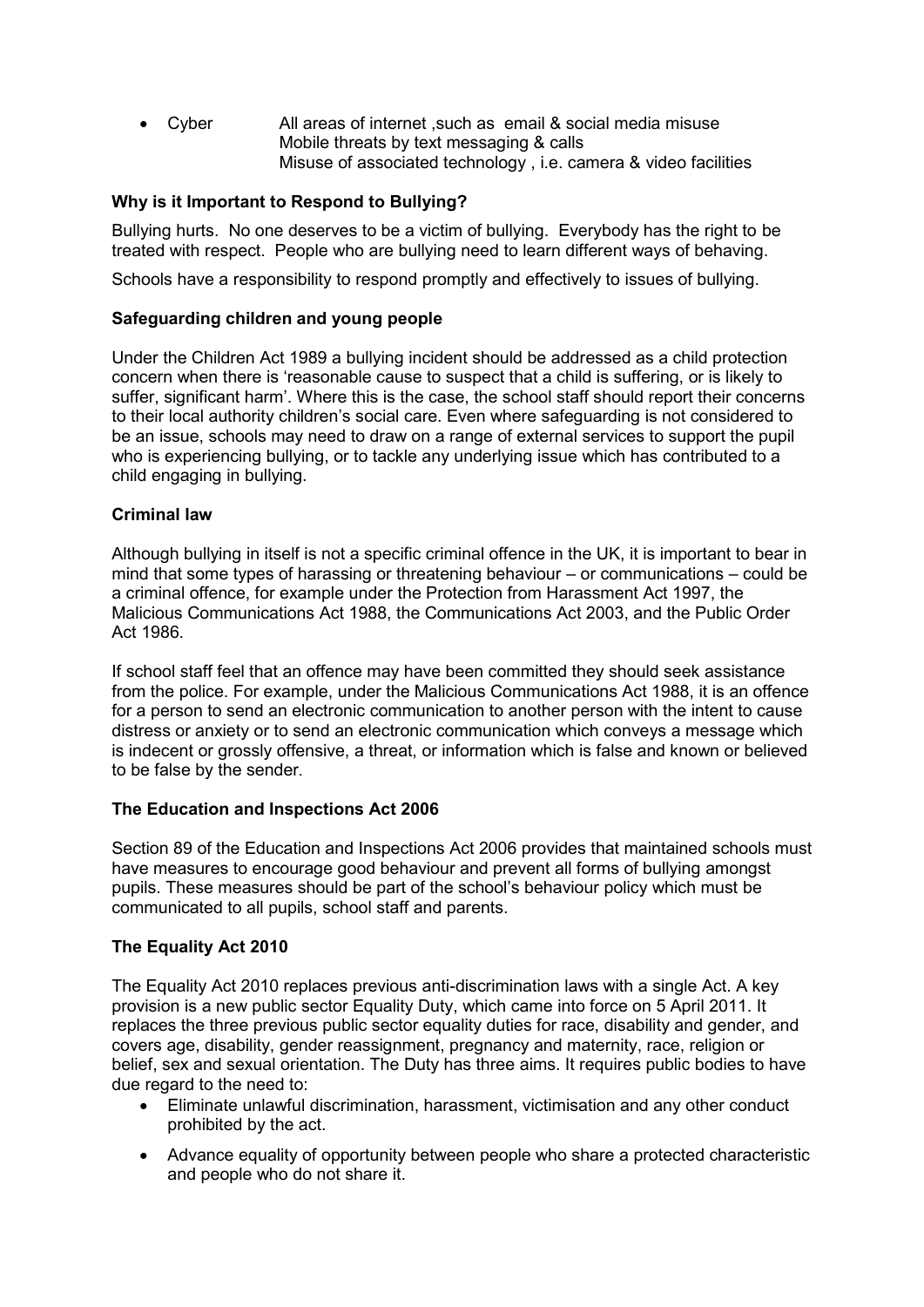- Cyber All areas of internet ,such as email & social media misuse
  Mobile threats by text messaging & calls
  Misuse of associated technology , i.e. camera & video facilities

**Why is it Important to Respond to Bullying?**

Bullying hurts. No one deserves to be a victim of bullying. Everybody has the right to be treated with respect. People who are bullying need to learn different ways of behaving.

Schools have a responsibility to respond promptly and effectively to issues of bullying.

**Safeguarding children and young people**

Under the Children Act 1989 a bullying incident should be addressed as a child protection concern when there is 'reasonable cause to suspect that a child is suffering, or is likely to suffer, significant harm'. Where this is the case, the school staff should report their concerns to their local authority children's social care. Even where safeguarding is not considered to be an issue, schools may need to draw on a range of external services to support the pupil who is experiencing bullying, or to tackle any underlying issue which has contributed to a child engaging in bullying.

**Criminal law**

Although bullying in itself is not a specific criminal offence in the UK, it is important to bear in mind that some types of harassing or threatening behaviour – or communications – could be a criminal offence, for example under the Protection from Harassment Act 1997, the Malicious Communications Act 1988, the Communications Act 2003, and the Public Order Act 1986.

If school staff feel that an offence may have been committed they should seek assistance from the police. For example, under the Malicious Communications Act 1988, it is an offence for a person to send an electronic communication to another person with the intent to cause distress or anxiety or to send an electronic communication which conveys a message which is indecent or grossly offensive, a threat, or information which is false and known or believed to be false by the sender.

**The Education and Inspections Act 2006**

Section 89 of the Education and Inspections Act 2006 provides that maintained schools must have measures to encourage good behaviour and prevent all forms of bullying amongst pupils. These measures should be part of the school's behaviour policy which must be communicated to all pupils, school staff and parents.

**The Equality Act 2010**

The Equality Act 2010 replaces previous anti-discrimination laws with a single Act. A key provision is a new public sector Equality Duty, which came into force on 5 April 2011. It replaces the three previous public sector equality duties for race, disability and gender, and covers age, disability, gender reassignment, pregnancy and maternity, race, religion or belief, sex and sexual orientation. The Duty has three aims. It requires public bodies to have due regard to the need to:

- Eliminate unlawful discrimination, harassment, victimisation and any other conduct prohibited by the act.
- Advance equality of opportunity between people who share a protected characteristic and people who do not share it.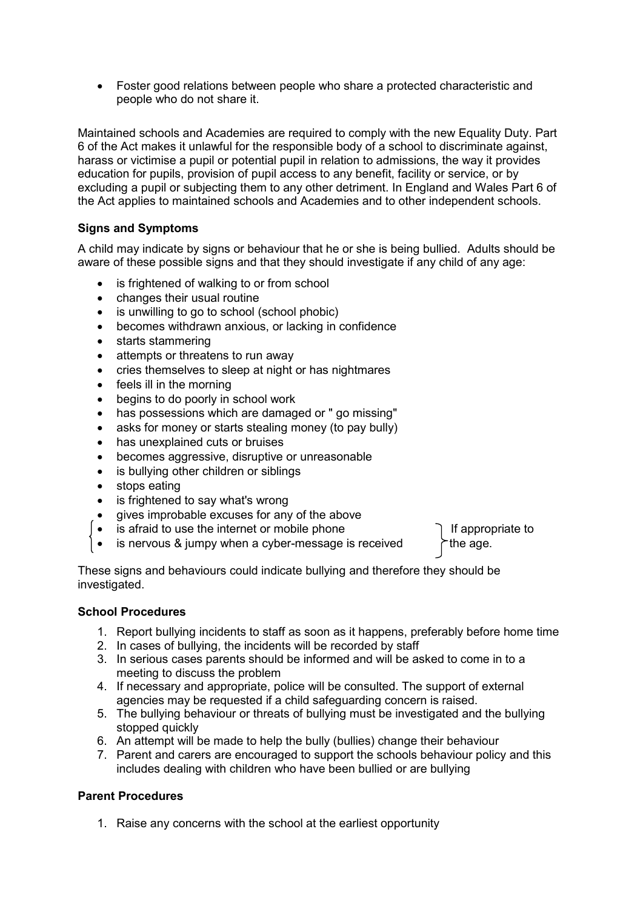- Foster good relations between people who share a protected characteristic and people who do not share it.

Maintained schools and Academies are required to comply with the new Equality Duty. Part 6 of the Act makes it unlawful for the responsible body of a school to discriminate against, harass or victimise a pupil or potential pupil in relation to admissions, the way it provides education for pupils, provision of pupil access to any benefit, facility or service, or by excluding a pupil or subjecting them to any other detriment. In England and Wales Part 6 of the Act applies to maintained schools and Academies and to other independent schools.

**Signs and Symptoms**

A child may indicate by signs or behaviour that he or she is being bullied. Adults should be aware of these possible signs and that they should investigate if any child of any age:

- is frightened of walking to or from school
- changes their usual routine
- is unwilling to go to school (school phobic)
- becomes withdrawn anxious, or lacking in confidence
- starts stammering
- attempts or threatens to run away
- cries themselves to sleep at night or has nightmares
- feels ill in the morning
- begins to do poorly in school work
- has possessions which are damaged or " go missing"
- asks for money or starts stealing money (to pay bully)
- has unexplained cuts or bruises
- becomes aggressive, disruptive or unreasonable
- is bullying other children or siblings
- stops eating
- is frightened to say what's wrong
- gives improbable excuses for any of the above
- is afraid to use the internet or mobile phone
- is nervous & jumpy when a cyber-message is received

(If appropriate to the age.)

These signs and behaviours could indicate bullying and therefore they should be investigated.

**School Procedures**

1. Report bullying incidents to staff as soon as it happens, preferably before home time
2. In cases of bullying, the incidents will be recorded by staff
3. In serious cases parents should be informed and will be asked to come in to a meeting to discuss the problem
4. If necessary and appropriate, police will be consulted. The support of external agencies may be requested if a child safeguarding concern is raised.
5. The bullying behaviour or threats of bullying must be investigated and the bullying stopped quickly
6. An attempt will be made to help the bully (bullies) change their behaviour
7. Parent and carers are encouraged to support the schools behaviour policy and this includes dealing with children who have been bullied or are bullying

**Parent Procedures**

1. Raise any concerns with the school at the earliest opportunity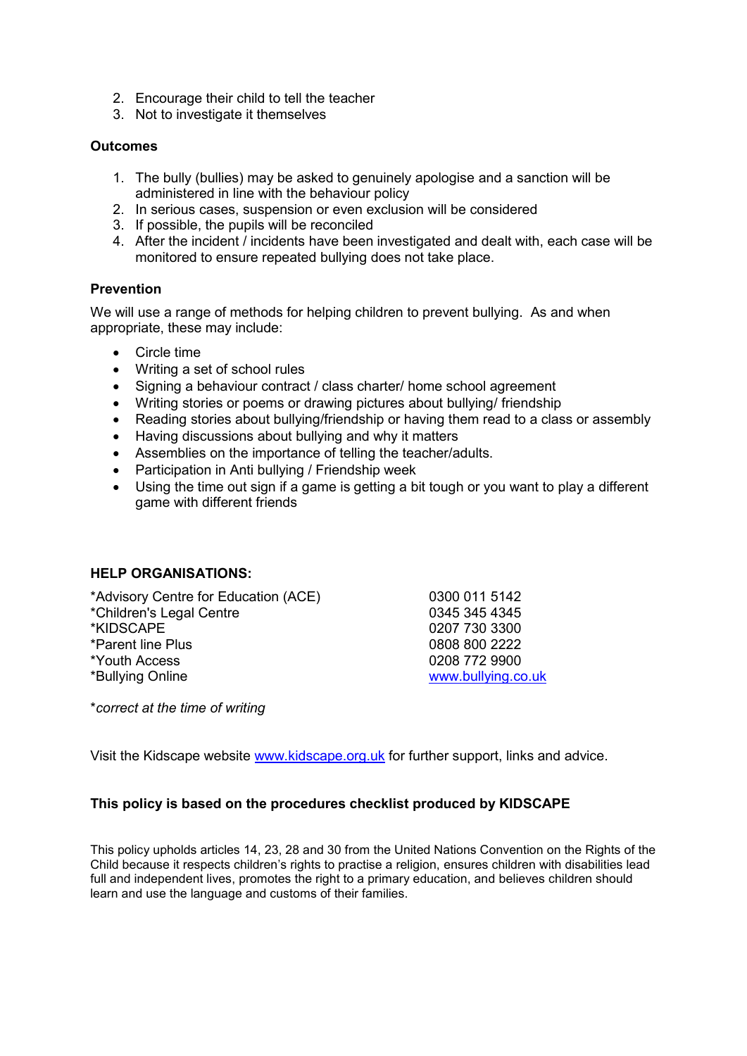2. Encourage their child to tell the teacher
3. Not to investigate it themselves

**Outcomes**

1. The bully (bullies) may be asked to genuinely apologise and a sanction will be administered in line with the behaviour policy
2. In serious cases, suspension or even exclusion will be considered
3. If possible, the pupils will be reconciled
4. After the incident / incidents have been investigated and dealt with, each case will be monitored to ensure repeated bullying does not take place.

**Prevention**

We will use a range of methods for helping children to prevent bullying. As and when appropriate, these may include:

- Circle time
- Writing a set of school rules
- Signing a behaviour contract / class charter/ home school agreement
- Writing stories or poems or drawing pictures about bullying/ friendship
- Reading stories about bullying/friendship or having them read to a class or assembly
- Having discussions about bullying and why it matters
- Assemblies on the importance of telling the teacher/adults.
- Participation in Anti bullying / Friendship week
- Using the time out sign if a game is getting a bit tough or you want to play a different game with different friends

**HELP ORGANISATIONS:**

| | |
|---|---|
| *Advisory Centre for Education (ACE) | 0300 011 5142 |
| *Children's Legal Centre | 0345 345 4345 |
| *KIDSCAPE | 0207 730 3300 |
| *Parent line Plus | 0808 800 2222 |
| *Youth Access | 0208 772 9900 |
| *Bullying Online | www.bullying.co.uk |

**correct at the time of writing*

Visit the Kidscape website www.kidscape.org.uk for further support, links and advice.

**This policy is based on the procedures checklist produced by KIDSCAPE**

This policy upholds articles 14, 23, 28 and 30 from the United Nations Convention on the Rights of the Child because it respects children's rights to practise a religion, ensures children with disabilities lead full and independent lives, promotes the right to a primary education, and believes children should learn and use the language and customs of their families.